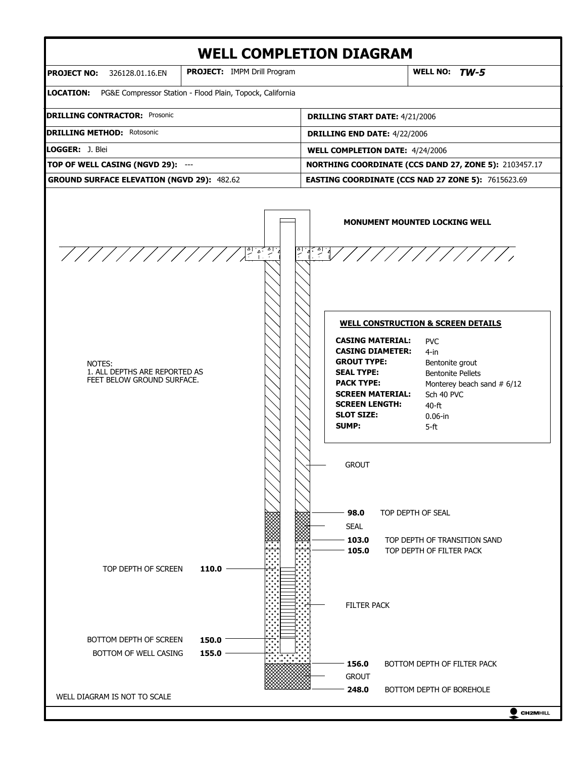# WELL COMPLETION DIAGRAM

| **PROJECT NO:** 326128.01.16.EN | **PROJECT:** IMPM Drill Program | **WELL NO:** *TW-5* |
|---|---|---|

**LOCATION:** PG&E Compressor Station - Flood Plain, Topock, California

| | |
|---|---|
| **DRILLING CONTRACTOR:** Prosonic | **DRILLING START DATE:** 4/21/2006 |
| **DRILLING METHOD:** Rotosonic | **DRILLING END DATE:** 4/22/2006 |
| **LOGGER:** J. Blei | **WELL COMPLETION DATE:** 4/24/2006 |
| **TOP OF WELL CASING (NGVD 29):** --- | **NORTHING COORDINATE (CCS DAND 27, ZONE 5):** 2103457.17 |
| **GROUND SURFACE ELEVATION (NGVD 29):** 482.62 | **EASTING COORDINATE (CCS NAD 27 ZONE 5):** 7615623.69 |

**MONUMENT MOUNTED LOCKING WELL**

NOTES:
1. ALL DEPTHS ARE REPORTED AS FEET BELOW GROUND SURFACE.

**WELL CONSTRUCTION & SCREEN DETAILS**

| | |
|---|---|
| **CASING MATERIAL:** | PVC |
| **CASING DIAMETER:** | 4-in |
| **GROUT TYPE:** | Bentonite grout |
| **SEAL TYPE:** | Bentonite Pellets |
| **PACK TYPE:** | Monterey beach sand # 6/12 |
| **SCREEN MATERIAL:** | Sch 40 PVC |
| **SCREEN LENGTH:** | 40-ft |
| **SLOT SIZE:** | 0.06-in |
| **SUMP:** | 5-ft |

GROUT

**98.0** TOP DEPTH OF SEAL

SEAL

**103.0** TOP DEPTH OF TRANSITION SAND

**105.0** TOP DEPTH OF FILTER PACK

TOP DEPTH OF SCREEN **110.0**

FILTER PACK

BOTTOM DEPTH OF SCREEN **150.0**

BOTTOM OF WELL CASING **155.0**

**156.0** BOTTOM DEPTH OF FILTER PACK

GROUT

**248.0** BOTTOM DEPTH OF BOREHOLE

WELL DIAGRAM IS NOT TO SCALE

CH2MHILL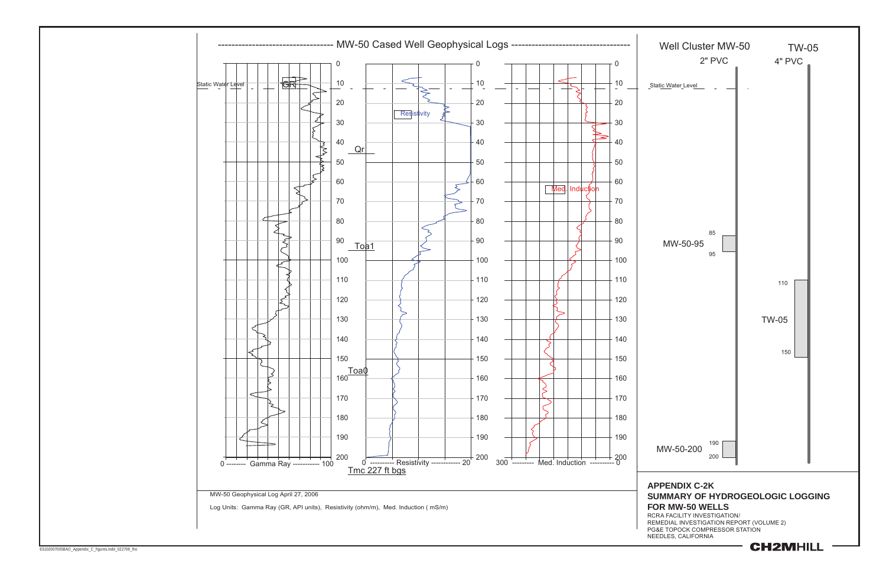MW-50 Cased Well Geophysical Logs

Static Water Level

GR

Resistivity

Med. Induction

Qr

Toa1

Toa0

Tmc 227 ft bgs

0 -------- Gamma Ray ----------- 100

0 ---------- Resistivity ------------ 20

300 --------- Med. Induction ---------- 0

0, 10, 20, 30, 40, 50, 60, 70, 80, 90, 100, 110, 120, 130, 140, 150, 160, 170, 180, 190, 200

Well Cluster MW-50

2" PVC

TW-05

4" PVC

Static Water Level

MW-50-95

85

95

TW-05

110

150

MW-50-200

190

200

MW-50 Geophysical Log April 27, 2006

Log Units: Gamma Ray (GR, API units), Resistivity (ohm/m), Med. Induction ( mS/m)

**APPENDIX C-2K**
**SUMMARY OF HYDROGEOLOGIC LOGGING FOR MW-50 WELLS**

RCRA FACILITY INVESTIGATION/
REMEDIAL INVESTIGATION REPORT (VOLUME 2)
PG&E TOPOCK COMPRESSOR STATION
NEEDLES, CALIFORNIA

CH2MHILL

ES102007005BAO_Appendix_C_figures.indd_022708_lho